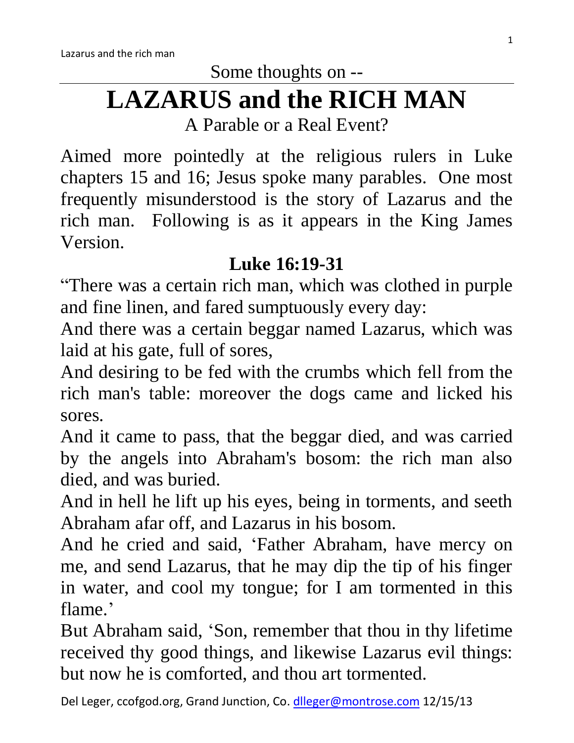Some thoughts on --

# LAZARUS and the RICH MAN

A Parable or a Real Event?

Aimed more pointedly at the religious rulers in Luke chapters 15 and 16; Jesus spoke many parables. One most frequently misunderstood is the story of Lazarus and the rich man. Following is as it appears in the King James Version.

## Luke 16:19-31

"There was a certain rich man, which was clothed in purple and fine linen, and fared sumptuously every day:

And there was a certain beggar named Lazarus, which was laid at his gate, full of sores,

And desiring to be fed with the crumbs which fell from the rich man's table: moreover the dogs came and licked his sores.

And it came to pass, that the beggar died, and was carried by the angels into Abraham's bosom: the rich man also died, and was buried.

And in hell he lift up his eyes, being in torments, and seeth Abraham afar off, and Lazarus in his bosom.

And he cried and said, 'Father Abraham, have mercy on me, and send Lazarus, that he may dip the tip of his finger in water, and cool my tongue; for I am tormented in this flame.'

But Abraham said, 'Son, remember that thou in thy lifetime received thy good things, and likewise Lazarus evil things: but now he is comforted, and thou art tormented.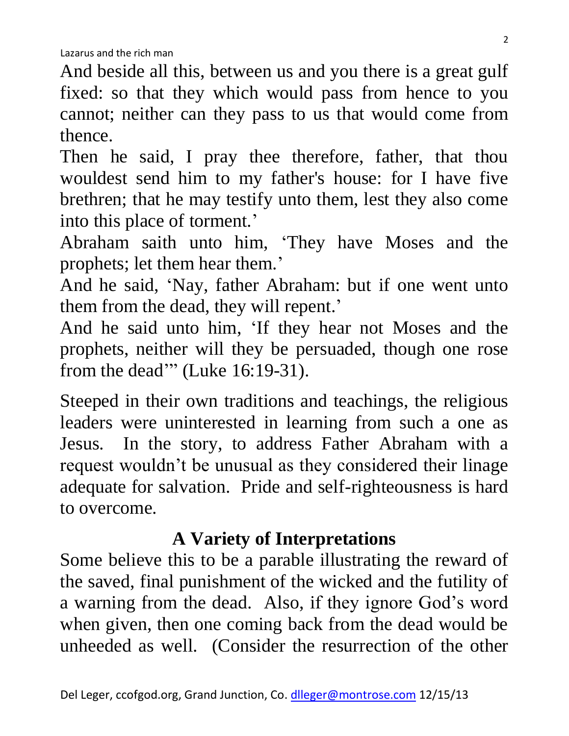And beside all this, between us and you there is a great gulf fixed: so that they which would pass from hence to you cannot; neither can they pass to us that would come from thence.

Then he said, I pray thee therefore, father, that thou wouldest send him to my father's house: for I have five brethren; that he may testify unto them, lest they also come into this place of torment.'

Abraham saith unto him, 'They have Moses and the prophets; let them hear them.'

And he said, 'Nay, father Abraham: but if one went unto them from the dead, they will repent.'

And he said unto him, 'If they hear not Moses and the prophets, neither will they be persuaded, though one rose from the dead'" (Luke 16:19-31).

Steeped in their own traditions and teachings, the religious leaders were uninterested in learning from such a one as Jesus. In the story, to address Father Abraham with a request wouldn't be unusual as they considered their linage adequate for salvation. Pride and self-righteousness is hard to overcome.

## A Variety of Interpretations

Some believe this to be a parable illustrating the reward of the saved, final punishment of the wicked and the futility of a warning from the dead. Also, if they ignore God's word when given, then one coming back from the dead would be unheeded as well. (Consider the resurrection of the other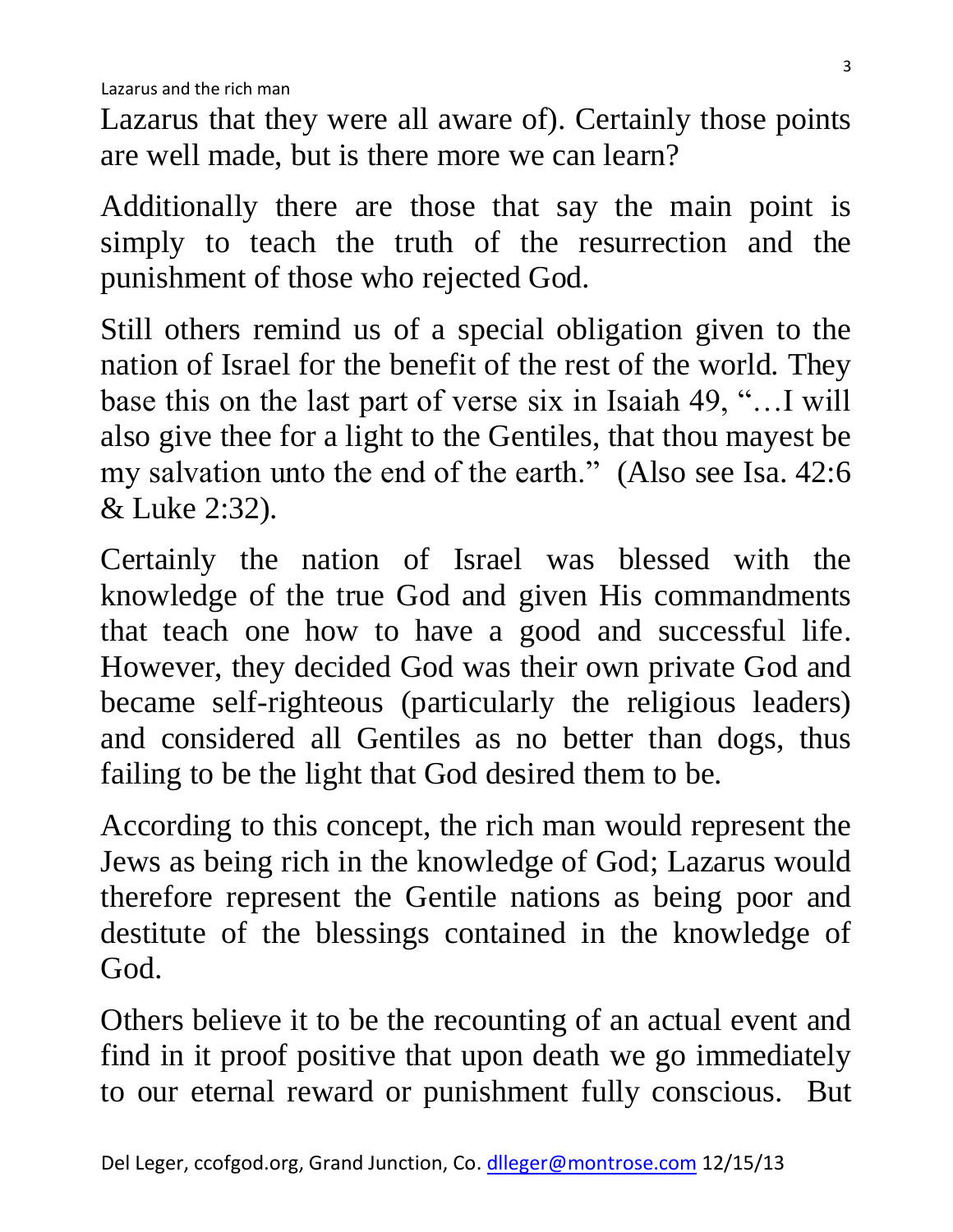Lazarus that they were all aware of). Certainly those points are well made, but is there more we can learn?

Additionally there are those that say the main point is simply to teach the truth of the resurrection and the punishment of those who rejected God.

Still others remind us of a special obligation given to the nation of Israel for the benefit of the rest of the world. They base this on the last part of verse six in Isaiah 49, "…I will also give thee for a light to the Gentiles, that thou mayest be my salvation unto the end of the earth." (Also see Isa. 42:6 & Luke 2:32).

Certainly the nation of Israel was blessed with the knowledge of the true God and given His commandments that teach one how to have a good and successful life. However, they decided God was their own private God and became self-righteous (particularly the religious leaders) and considered all Gentiles as no better than dogs, thus failing to be the light that God desired them to be.

According to this concept, the rich man would represent the Jews as being rich in the knowledge of God; Lazarus would therefore represent the Gentile nations as being poor and destitute of the blessings contained in the knowledge of God.

Others believe it to be the recounting of an actual event and find in it proof positive that upon death we go immediately to our eternal reward or punishment fully conscious. But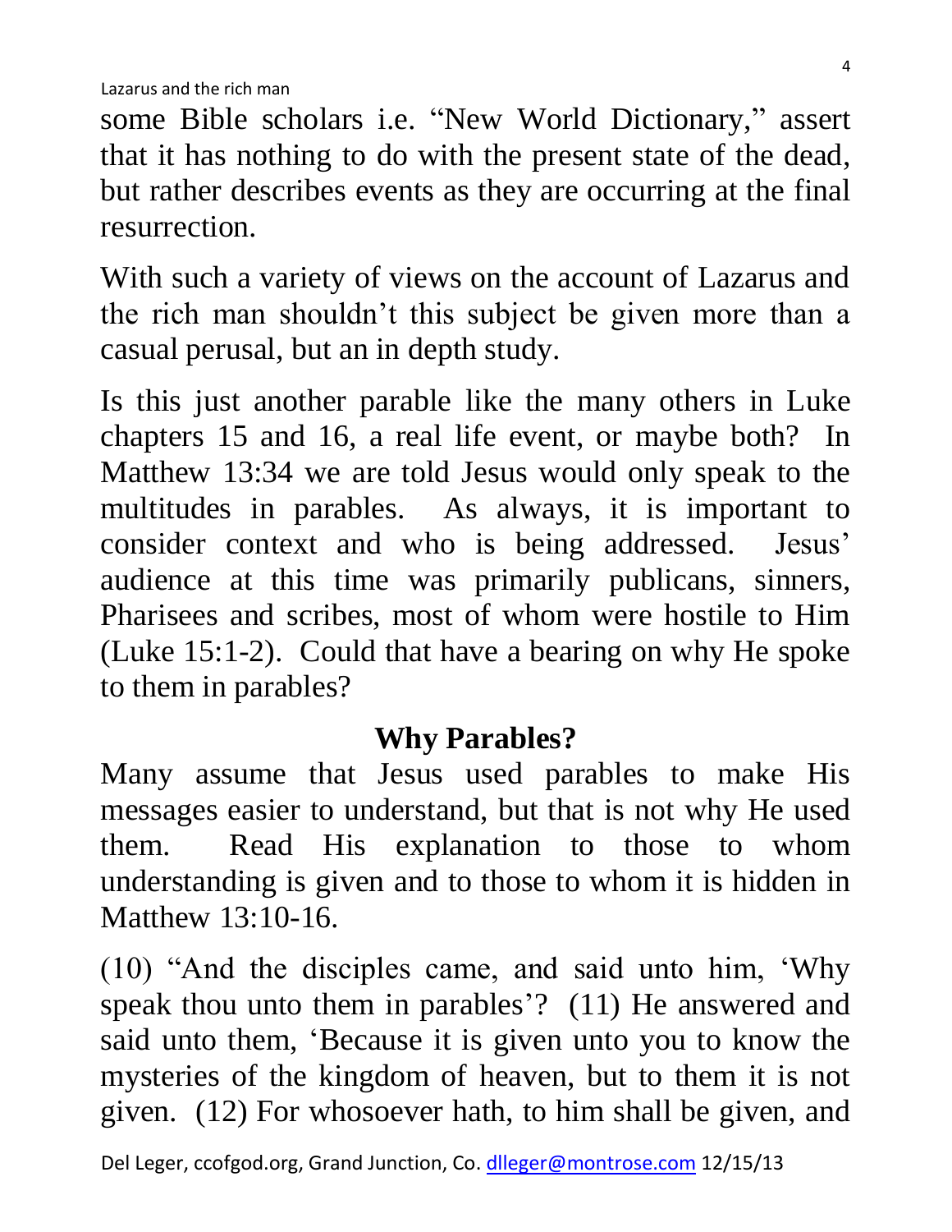some Bible scholars i.e. "New World Dictionary," assert that it has nothing to do with the present state of the dead, but rather describes events as they are occurring at the final resurrection.

With such a variety of views on the account of Lazarus and the rich man shouldn't this subject be given more than a casual perusal, but an in depth study.

Is this just another parable like the many others in Luke chapters 15 and 16, a real life event, or maybe both? In Matthew 13:34 we are told Jesus would only speak to the multitudes in parables. As always, it is important to consider context and who is being addressed. Jesus' audience at this time was primarily publicans, sinners, Pharisees and scribes, most of whom were hostile to Him (Luke 15:1-2). Could that have a bearing on why He spoke to them in parables?

## Why Parables?

Many assume that Jesus used parables to make His messages easier to understand, but that is not why He used them. Read His explanation to those to whom understanding is given and to those to whom it is hidden in Matthew 13:10-16.

(10) "And the disciples came, and said unto him, 'Why speak thou unto them in parables'? (11) He answered and said unto them, 'Because it is given unto you to know the mysteries of the kingdom of heaven, but to them it is not given. (12) For whosoever hath, to him shall be given, and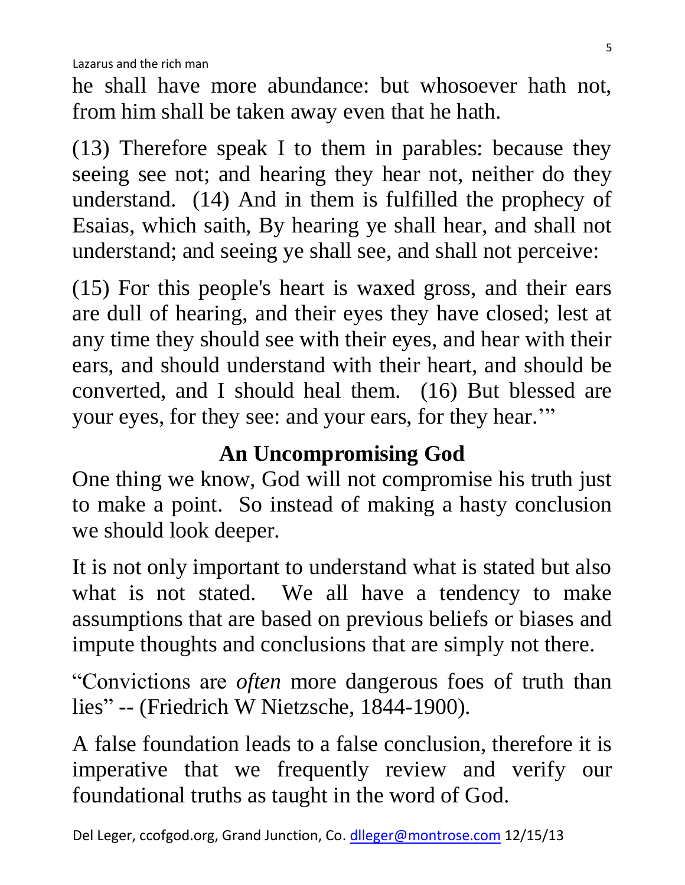he shall have more abundance: but whosoever hath not, from him shall be taken away even that he hath.

(13) Therefore speak I to them in parables: because they seeing see not; and hearing they hear not, neither do they understand. (14) And in them is fulfilled the prophecy of Esaias, which saith, By hearing ye shall hear, and shall not understand; and seeing ye shall see, and shall not perceive:

(15) For this people's heart is waxed gross, and their ears are dull of hearing, and their eyes they have closed; lest at any time they should see with their eyes, and hear with their ears, and should understand with their heart, and should be converted, and I should heal them. (16) But blessed are your eyes, for they see: and your ears, for they hear.'"

## An Uncompromising God

One thing we know, God will not compromise his truth just to make a point. So instead of making a hasty conclusion we should look deeper.

It is not only important to understand what is stated but also what is not stated. We all have a tendency to make assumptions that are based on previous beliefs or biases and impute thoughts and conclusions that are simply not there.

"Convictions are *often* more dangerous foes of truth than lies" -- (Friedrich W Nietzsche, 1844-1900).

A false foundation leads to a false conclusion, therefore it is imperative that we frequently review and verify our foundational truths as taught in the word of God.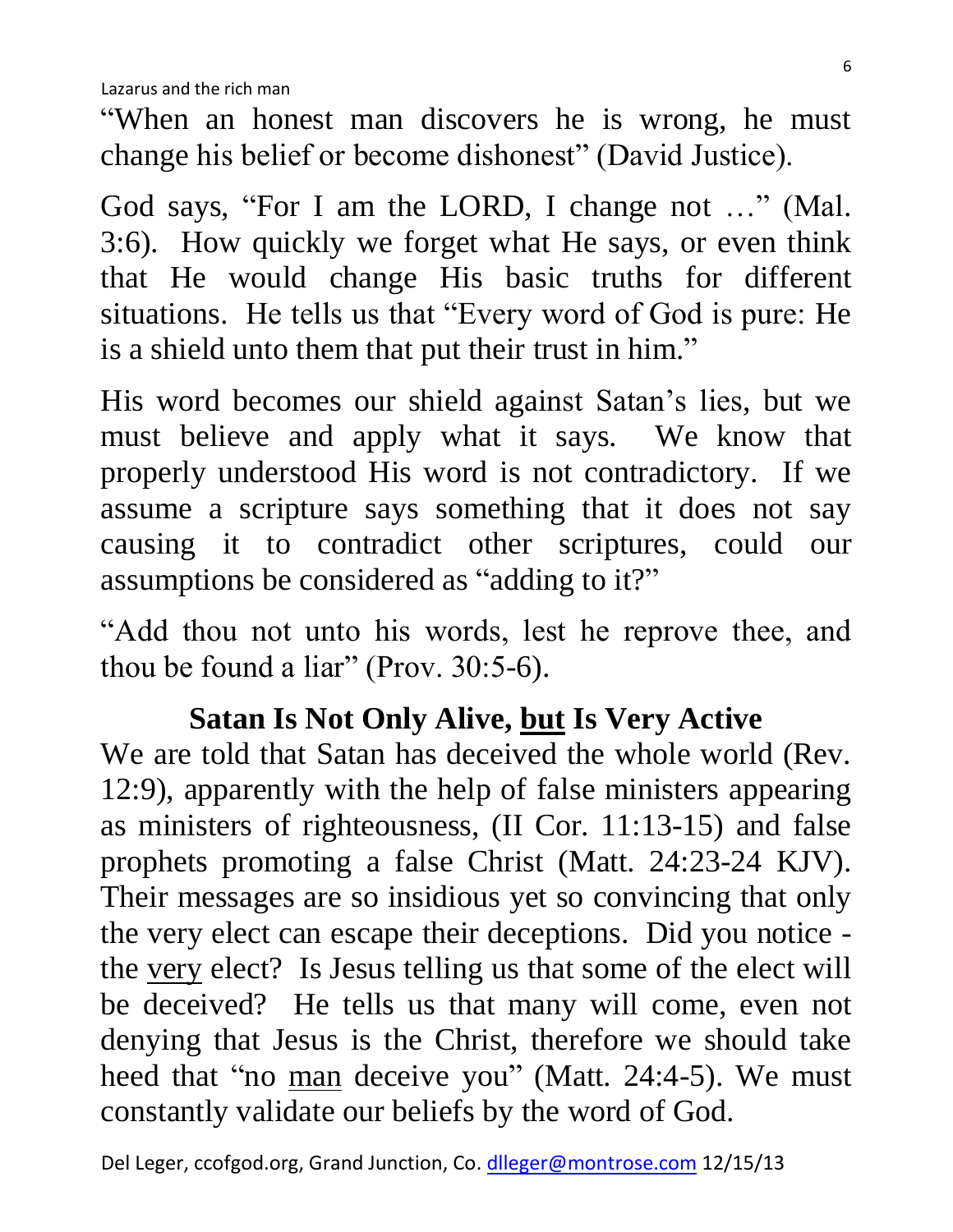"When an honest man discovers he is wrong, he must change his belief or become dishonest" (David Justice).

God says, "For I am the LORD, I change not …" (Mal. 3:6). How quickly we forget what He says, or even think that He would change His basic truths for different situations. He tells us that "Every word of God is pure: He is a shield unto them that put their trust in him."

His word becomes our shield against Satan's lies, but we must believe and apply what it says. We know that properly understood His word is not contradictory. If we assume a scripture says something that it does not say causing it to contradict other scriptures, could our assumptions be considered as "adding to it?"

"Add thou not unto his words, lest he reprove thee, and thou be found a liar" (Prov. 30:5-6).

## Satan Is Not Only Alive, <u>but</u> Is Very Active

We are told that Satan has deceived the whole world (Rev. 12:9), apparently with the help of false ministers appearing as ministers of righteousness, (II Cor. 11:13-15) and false prophets promoting a false Christ (Matt. 24:23-24 KJV). Their messages are so insidious yet so convincing that only the very elect can escape their deceptions. Did you notice - the <u>very</u> elect? Is Jesus telling us that some of the elect will be deceived? He tells us that many will come, even not denying that Jesus is the Christ, therefore we should take heed that "no <u>man</u> deceive you" (Matt. 24:4-5). We must constantly validate our beliefs by the word of God.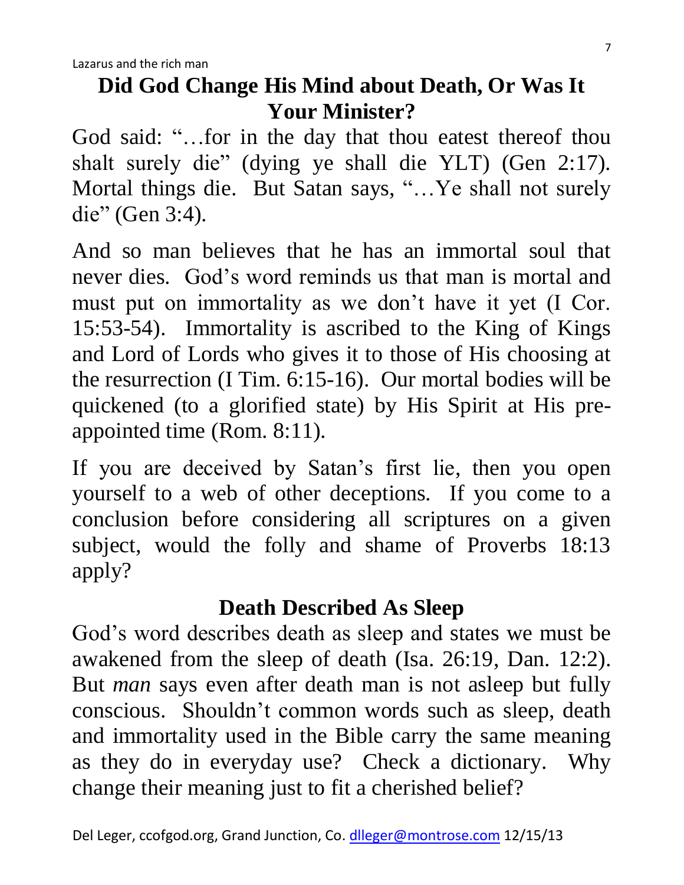## Did God Change His Mind about Death, Or Was It Your Minister?

God said: "…for in the day that thou eatest thereof thou shalt surely die" (dying ye shall die YLT) (Gen 2:17). Mortal things die. But Satan says, "…Ye shall not surely die" (Gen 3:4).

And so man believes that he has an immortal soul that never dies. God's word reminds us that man is mortal and must put on immortality as we don't have it yet (I Cor. 15:53-54). Immortality is ascribed to the King of Kings and Lord of Lords who gives it to those of His choosing at the resurrection (I Tim. 6:15-16). Our mortal bodies will be quickened (to a glorified state) by His Spirit at His pre-appointed time (Rom. 8:11).

If you are deceived by Satan's first lie, then you open yourself to a web of other deceptions. If you come to a conclusion before considering all scriptures on a given subject, would the folly and shame of Proverbs 18:13 apply?

## Death Described As Sleep

God's word describes death as sleep and states we must be awakened from the sleep of death (Isa. 26:19, Dan. 12:2). But *man* says even after death man is not asleep but fully conscious. Shouldn't common words such as sleep, death and immortality used in the Bible carry the same meaning as they do in everyday use? Check a dictionary. Why change their meaning just to fit a cherished belief?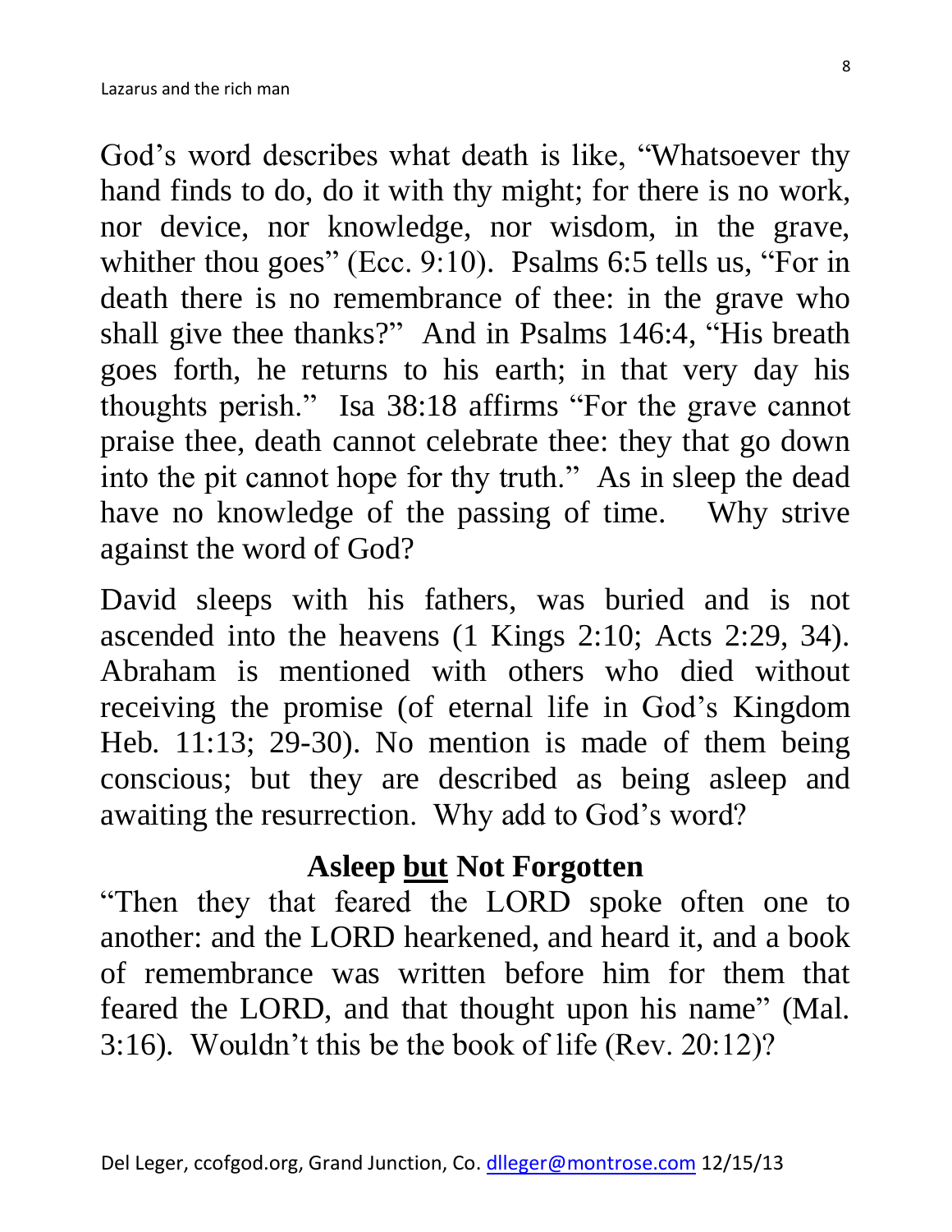God's word describes what death is like, "Whatsoever thy hand finds to do, do it with thy might; for there is no work, nor device, nor knowledge, nor wisdom, in the grave, whither thou goes" (Ecc. 9:10). Psalms 6:5 tells us, "For in death there is no remembrance of thee: in the grave who shall give thee thanks?" And in Psalms 146:4, "His breath goes forth, he returns to his earth; in that very day his thoughts perish." Isa 38:18 affirms "For the grave cannot praise thee, death cannot celebrate thee: they that go down into the pit cannot hope for thy truth." As in sleep the dead have no knowledge of the passing of time. Why strive against the word of God?

David sleeps with his fathers, was buried and is not ascended into the heavens (1 Kings 2:10; Acts 2:29, 34). Abraham is mentioned with others who died without receiving the promise (of eternal life in God's Kingdom Heb. 11:13; 29-30). No mention is made of them being conscious; but they are described as being asleep and awaiting the resurrection. Why add to God's word?

## Asleep <u>but</u> Not Forgotten

"Then they that feared the LORD spoke often one to another: and the LORD hearkened, and heard it, and a book of remembrance was written before him for them that feared the LORD, and that thought upon his name" (Mal. 3:16). Wouldn't this be the book of life (Rev. 20:12)?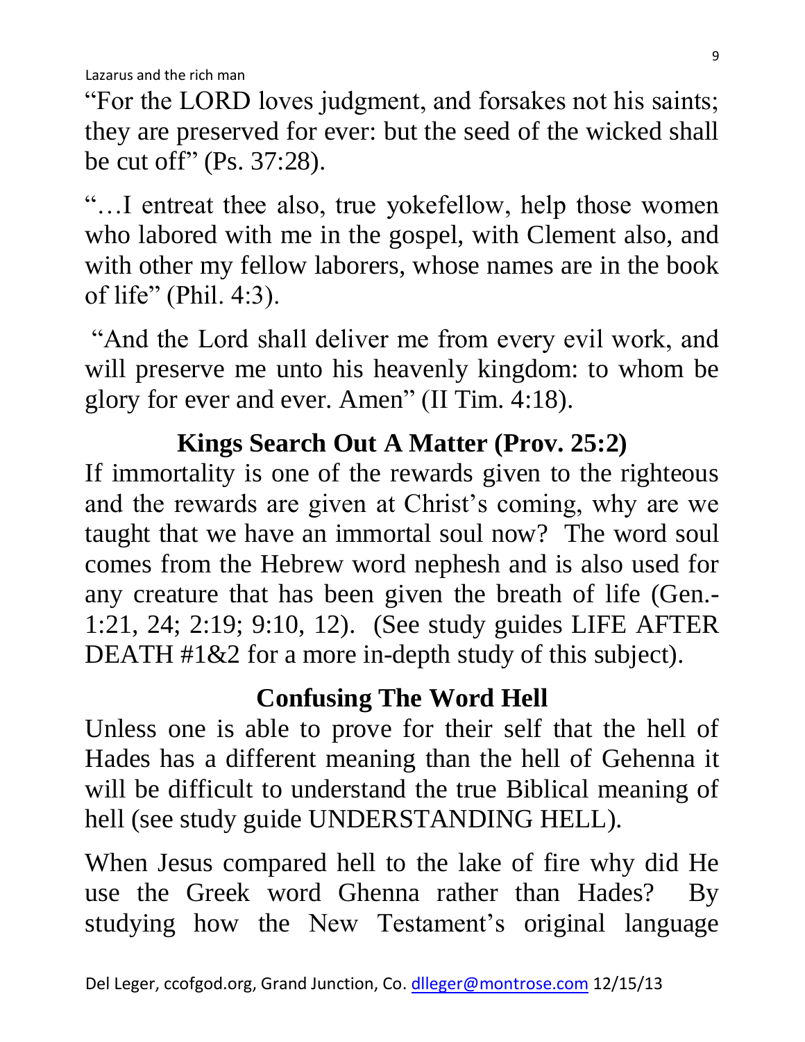"For the LORD loves judgment, and forsakes not his saints; they are preserved for ever: but the seed of the wicked shall be cut off" (Ps. 37:28).

"…I entreat thee also, true yokefellow, help those women who labored with me in the gospel, with Clement also, and with other my fellow laborers, whose names are in the book of life" (Phil. 4:3).

"And the Lord shall deliver me from every evil work, and will preserve me unto his heavenly kingdom: to whom be glory for ever and ever. Amen" (II Tim. 4:18).

## Kings Search Out A Matter (Prov. 25:2)

If immortality is one of the rewards given to the righteous and the rewards are given at Christ's coming, why are we taught that we have an immortal soul now? The word soul comes from the Hebrew word nephesh and is also used for any creature that has been given the breath of life (Gen.-1:21, 24; 2:19; 9:10, 12). (See study guides LIFE AFTER DEATH #1&2 for a more in-depth study of this subject).

## Confusing The Word Hell

Unless one is able to prove for their self that the hell of Hades has a different meaning than the hell of Gehenna it will be difficult to understand the true Biblical meaning of hell (see study guide UNDERSTANDING HELL).

When Jesus compared hell to the lake of fire why did He use the Greek word Ghenna rather than Hades? By studying how the New Testament's original language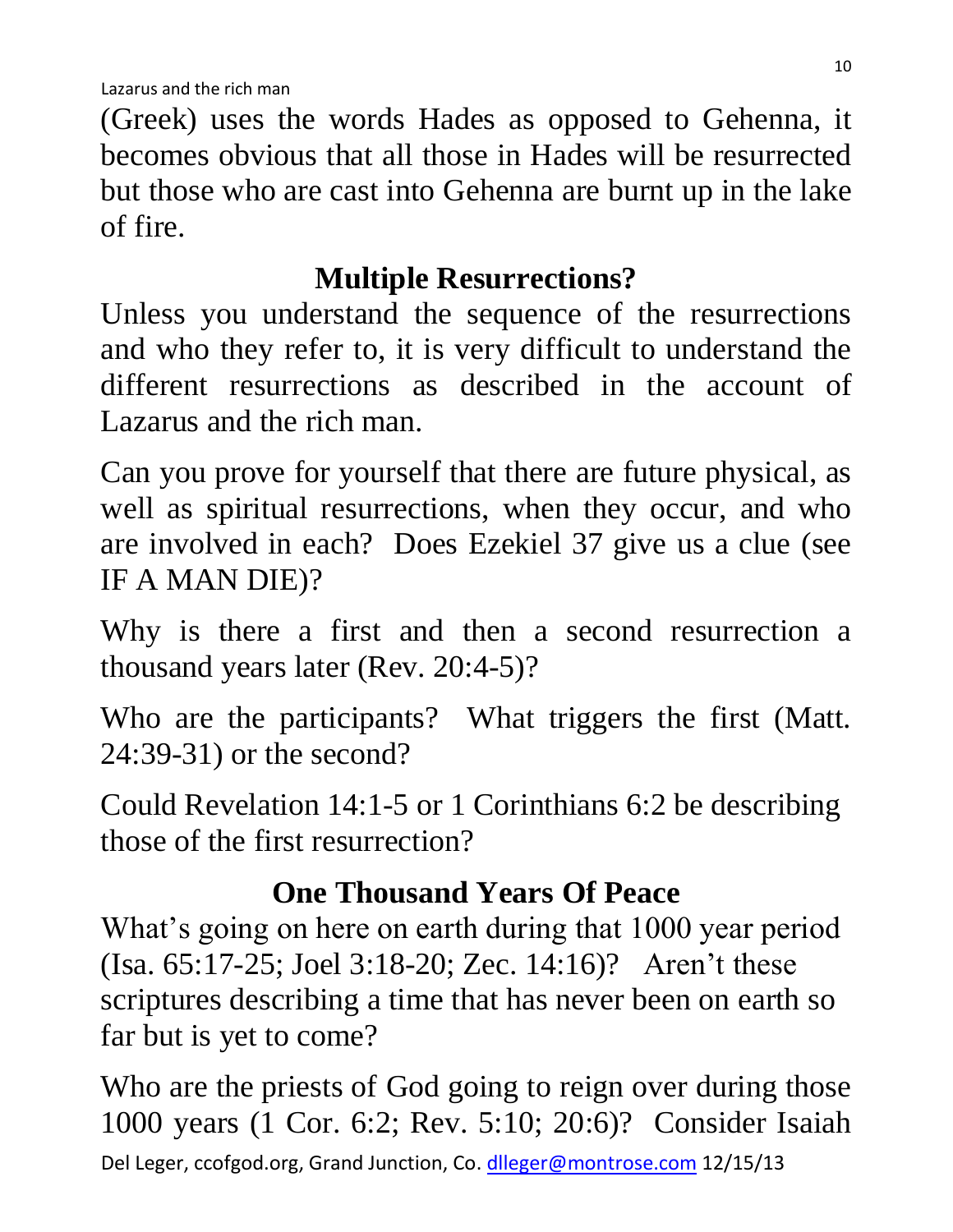(Greek) uses the words Hades as opposed to Gehenna, it becomes obvious that all those in Hades will be resurrected but those who are cast into Gehenna are burnt up in the lake of fire.

## Multiple Resurrections?

Unless you understand the sequence of the resurrections and who they refer to, it is very difficult to understand the different resurrections as described in the account of Lazarus and the rich man.

Can you prove for yourself that there are future physical, as well as spiritual resurrections, when they occur, and who are involved in each? Does Ezekiel 37 give us a clue (see IF A MAN DIE)?

Why is there a first and then a second resurrection a thousand years later (Rev. 20:4-5)?

Who are the participants? What triggers the first (Matt. 24:39-31) or the second?

Could Revelation 14:1-5 or 1 Corinthians 6:2 be describing those of the first resurrection?

## One Thousand Years Of Peace

What's going on here on earth during that 1000 year period (Isa. 65:17-25; Joel 3:18-20; Zec. 14:16)? Aren't these scriptures describing a time that has never been on earth so far but is yet to come?

Who are the priests of God going to reign over during those 1000 years (1 Cor. 6:2; Rev. 5:10; 20:6)? Consider Isaiah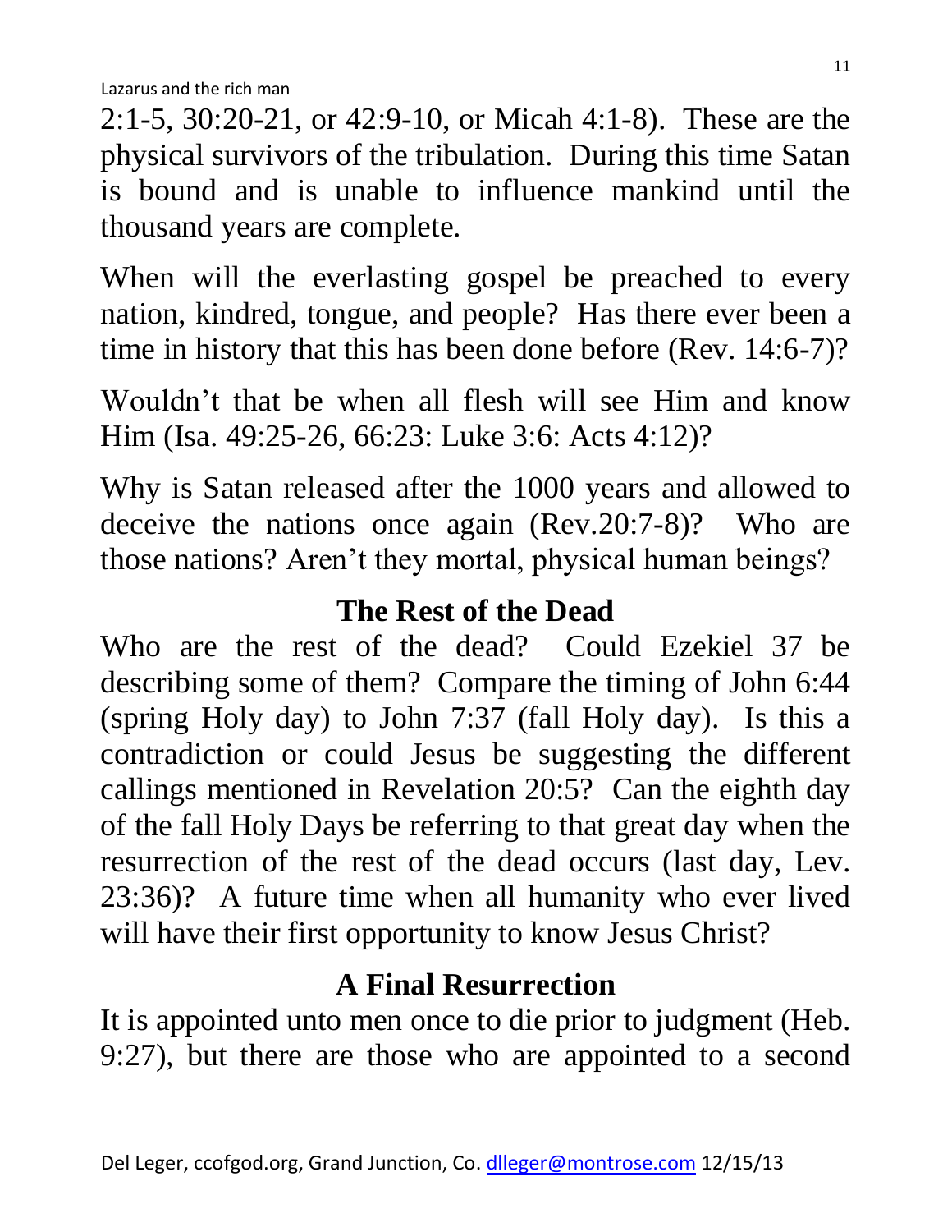2:1-5, 30:20-21, or 42:9-10, or Micah 4:1-8). These are the physical survivors of the tribulation. During this time Satan is bound and is unable to influence mankind until the thousand years are complete.

When will the everlasting gospel be preached to every nation, kindred, tongue, and people? Has there ever been a time in history that this has been done before (Rev. 14:6-7)?

Wouldn't that be when all flesh will see Him and know Him (Isa. 49:25-26, 66:23: Luke 3:6: Acts 4:12)?

Why is Satan released after the 1000 years and allowed to deceive the nations once again (Rev.20:7-8)? Who are those nations? Aren't they mortal, physical human beings?

## The Rest of the Dead

Who are the rest of the dead? Could Ezekiel 37 be describing some of them? Compare the timing of John 6:44 (spring Holy day) to John 7:37 (fall Holy day). Is this a contradiction or could Jesus be suggesting the different callings mentioned in Revelation 20:5? Can the eighth day of the fall Holy Days be referring to that great day when the resurrection of the rest of the dead occurs (last day, Lev. 23:36)? A future time when all humanity who ever lived will have their first opportunity to know Jesus Christ?

## A Final Resurrection

It is appointed unto men once to die prior to judgment (Heb. 9:27), but there are those who are appointed to a second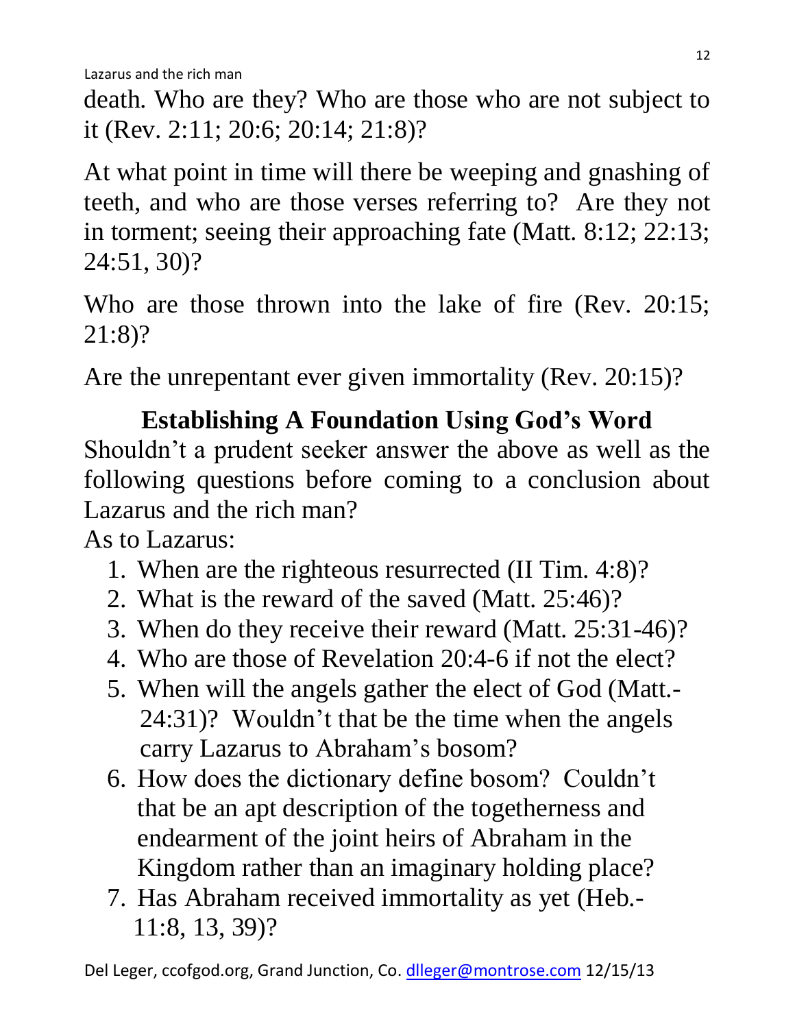death. Who are they? Who are those who are not subject to it (Rev. 2:11; 20:6; 20:14; 21:8)?

At what point in time will there be weeping and gnashing of teeth, and who are those verses referring to? Are they not in torment; seeing their approaching fate (Matt. 8:12; 22:13; 24:51, 30)?

Who are those thrown into the lake of fire (Rev. 20:15; 21:8)?

Are the unrepentant ever given immortality (Rev. 20:15)?

## Establishing A Foundation Using God's Word

Shouldn't a prudent seeker answer the above as well as the following questions before coming to a conclusion about Lazarus and the rich man?

As to Lazarus:

1. When are the righteous resurrected (II Tim. 4:8)?
2. What is the reward of the saved (Matt. 25:46)?
3. When do they receive their reward (Matt. 25:31-46)?
4. Who are those of Revelation 20:4-6 if not the elect?
5. When will the angels gather the elect of God (Matt.- 24:31)? Wouldn't that be the time when the angels carry Lazarus to Abraham's bosom?
6. How does the dictionary define bosom? Couldn't that be an apt description of the togetherness and endearment of the joint heirs of Abraham in the Kingdom rather than an imaginary holding place?
7. Has Abraham received immortality as yet (Heb.- 11:8, 13, 39)?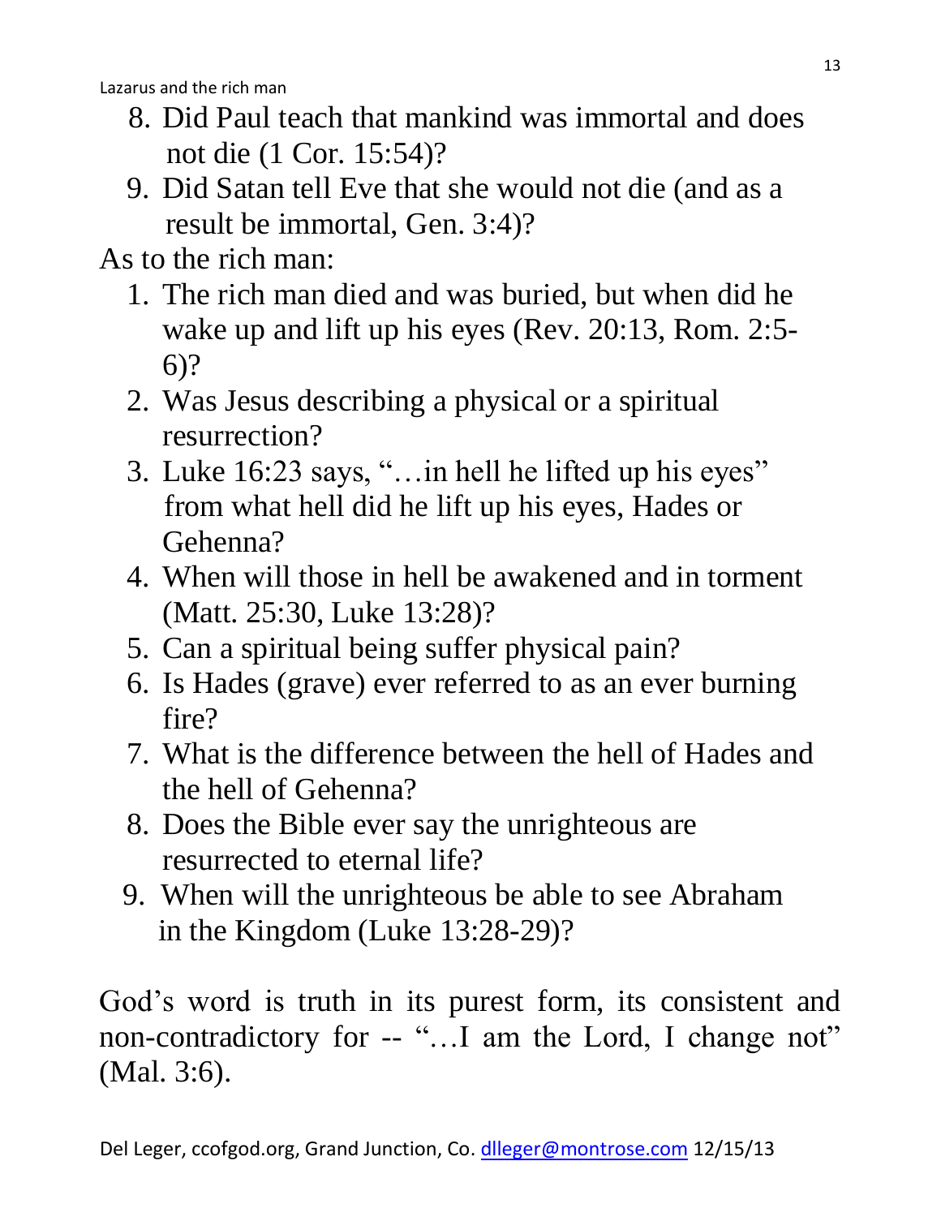8. Did Paul teach that mankind was immortal and does not die (1 Cor. 15:54)?
9. Did Satan tell Eve that she would not die (and as a result be immortal, Gen. 3:4)?

As to the rich man:

1. The rich man died and was buried, but when did he wake up and lift up his eyes (Rev. 20:13, Rom. 2:5-6)?
2. Was Jesus describing a physical or a spiritual resurrection?
3. Luke 16:23 says, "…in hell he lifted up his eyes" from what hell did he lift up his eyes, Hades or Gehenna?
4. When will those in hell be awakened and in torment (Matt. 25:30, Luke 13:28)?
5. Can a spiritual being suffer physical pain?
6. Is Hades (grave) ever referred to as an ever burning fire?
7. What is the difference between the hell of Hades and the hell of Gehenna?
8. Does the Bible ever say the unrighteous are resurrected to eternal life?
9. When will the unrighteous be able to see Abraham in the Kingdom (Luke 13:28-29)?

God's word is truth in its purest form, its consistent and non-contradictory for -- "…I am the Lord, I change not" (Mal. 3:6).

Del Leger, ccofgod.org, Grand Junction, Co. dlleger@montrose.com 12/15/13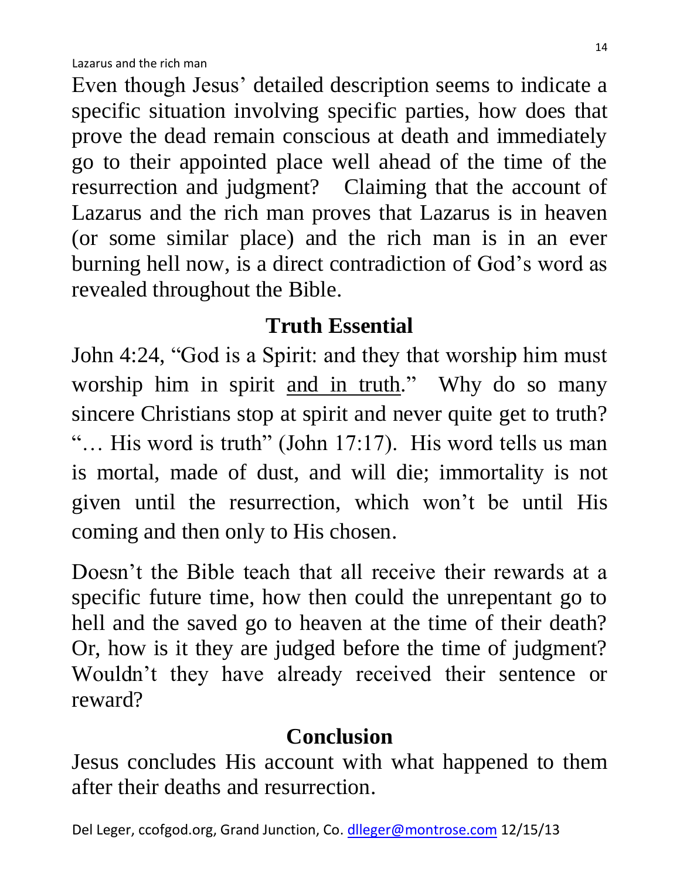Even though Jesus' detailed description seems to indicate a specific situation involving specific parties, how does that prove the dead remain conscious at death and immediately go to their appointed place well ahead of the time of the resurrection and judgment? Claiming that the account of Lazarus and the rich man proves that Lazarus is in heaven (or some similar place) and the rich man is in an ever burning hell now, is a direct contradiction of God's word as revealed throughout the Bible.

## Truth Essential

John 4:24, "God is a Spirit: and they that worship him must worship him in spirit <u>and in truth</u>." Why do so many sincere Christians stop at spirit and never quite get to truth? "… His word is truth" (John 17:17). His word tells us man is mortal, made of dust, and will die; immortality is not given until the resurrection, which won't be until His coming and then only to His chosen.

Doesn't the Bible teach that all receive their rewards at a specific future time, how then could the unrepentant go to hell and the saved go to heaven at the time of their death? Or, how is it they are judged before the time of judgment? Wouldn't they have already received their sentence or reward?

## Conclusion

Jesus concludes His account with what happened to them after their deaths and resurrection.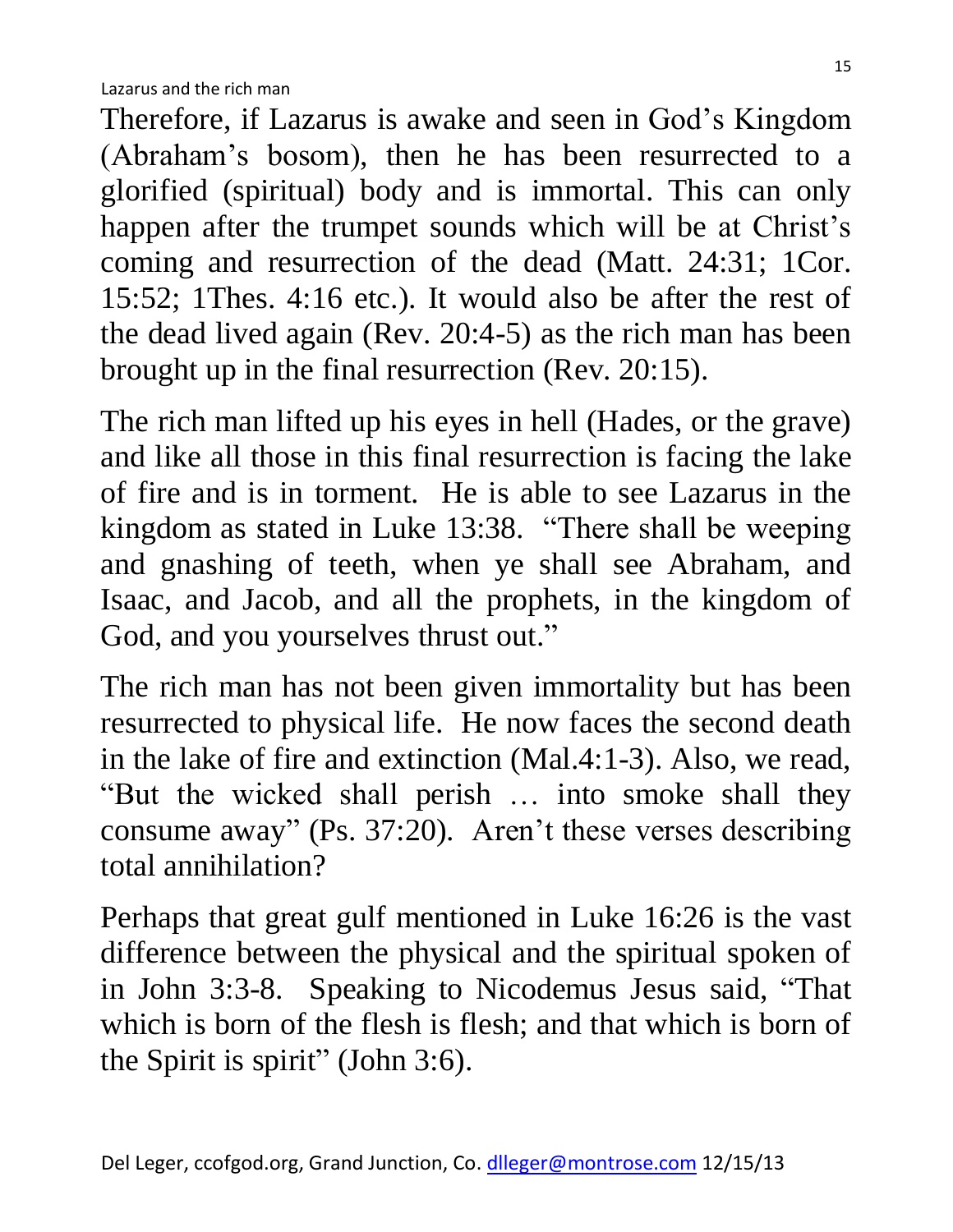Therefore, if Lazarus is awake and seen in God's Kingdom (Abraham's bosom), then he has been resurrected to a glorified (spiritual) body and is immortal. This can only happen after the trumpet sounds which will be at Christ's coming and resurrection of the dead (Matt. 24:31; 1Cor. 15:52; 1Thes. 4:16 etc.). It would also be after the rest of the dead lived again (Rev. 20:4-5) as the rich man has been brought up in the final resurrection (Rev. 20:15).

The rich man lifted up his eyes in hell (Hades, or the grave) and like all those in this final resurrection is facing the lake of fire and is in torment. He is able to see Lazarus in the kingdom as stated in Luke 13:38. "There shall be weeping and gnashing of teeth, when ye shall see Abraham, and Isaac, and Jacob, and all the prophets, in the kingdom of God, and you yourselves thrust out."

The rich man has not been given immortality but has been resurrected to physical life. He now faces the second death in the lake of fire and extinction (Mal.4:1-3). Also, we read, "But the wicked shall perish … into smoke shall they consume away" (Ps. 37:20). Aren't these verses describing total annihilation?

Perhaps that great gulf mentioned in Luke 16:26 is the vast difference between the physical and the spiritual spoken of in John 3:3-8. Speaking to Nicodemus Jesus said, "That which is born of the flesh is flesh; and that which is born of the Spirit is spirit" (John 3:6).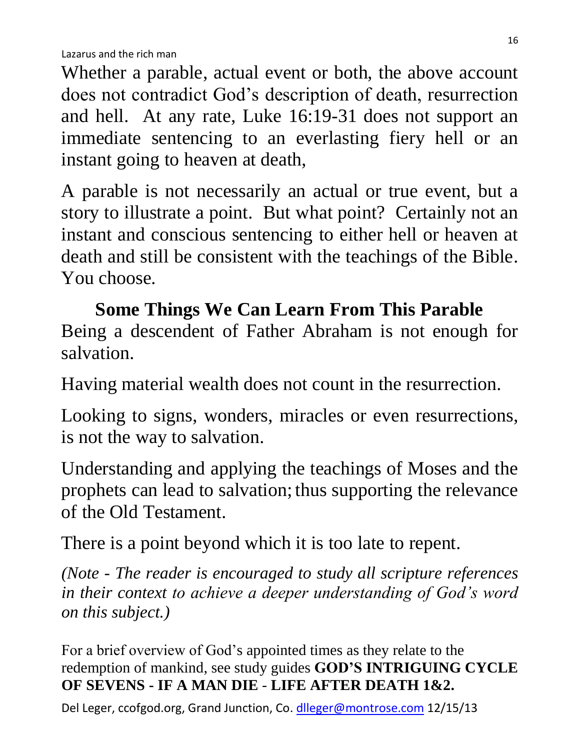Whether a parable, actual event or both, the above account does not contradict God's description of death, resurrection and hell. At any rate, Luke 16:19-31 does not support an immediate sentencing to an everlasting fiery hell or an instant going to heaven at death,

A parable is not necessarily an actual or true event, but a story to illustrate a point. But what point? Certainly not an instant and conscious sentencing to either hell or heaven at death and still be consistent with the teachings of the Bible. You choose.

## Some Things We Can Learn From This Parable

Being a descendent of Father Abraham is not enough for salvation.

Having material wealth does not count in the resurrection.

Looking to signs, wonders, miracles or even resurrections, is not the way to salvation.

Understanding and applying the teachings of Moses and the prophets can lead to salvation; thus supporting the relevance of the Old Testament.

There is a point beyond which it is too late to repent.

*(Note - The reader is encouraged to study all scripture references in their context to achieve a deeper understanding of God's word on this subject.)*

For a brief overview of God's appointed times as they relate to the redemption of mankind, see study guides **GOD'S INTRIGUING CYCLE OF SEVENS - IF A MAN DIE - LIFE AFTER DEATH 1&2.**

Del Leger, ccofgod.org, Grand Junction, Co. dlleger@montrose.com 12/15/13